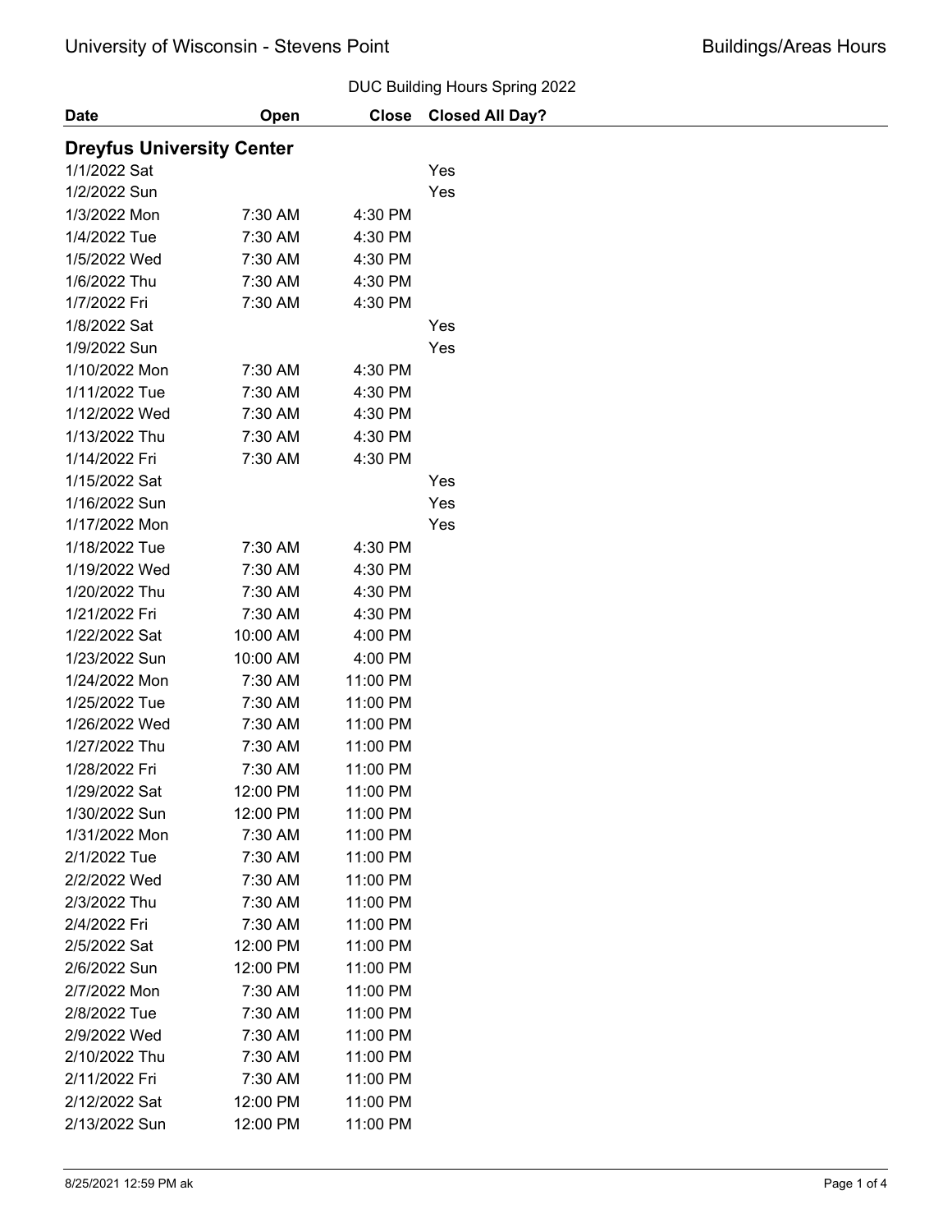University of Wisconsin - Stevens Point

Buildings/Areas Hours

DUC Building Hours Spring 2022

| Date | Open | Close | Closed All Day? |
|---|---|---|---|
| **Dreyfus University Center** | | | |
| 1/1/2022 Sat | | | Yes |
| 1/2/2022 Sun | | | Yes |
| 1/3/2022 Mon | 7:30 AM | 4:30 PM | |
| 1/4/2022 Tue | 7:30 AM | 4:30 PM | |
| 1/5/2022 Wed | 7:30 AM | 4:30 PM | |
| 1/6/2022 Thu | 7:30 AM | 4:30 PM | |
| 1/7/2022 Fri | 7:30 AM | 4:30 PM | |
| 1/8/2022 Sat | | | Yes |
| 1/9/2022 Sun | | | Yes |
| 1/10/2022 Mon | 7:30 AM | 4:30 PM | |
| 1/11/2022 Tue | 7:30 AM | 4:30 PM | |
| 1/12/2022 Wed | 7:30 AM | 4:30 PM | |
| 1/13/2022 Thu | 7:30 AM | 4:30 PM | |
| 1/14/2022 Fri | 7:30 AM | 4:30 PM | |
| 1/15/2022 Sat | | | Yes |
| 1/16/2022 Sun | | | Yes |
| 1/17/2022 Mon | | | Yes |
| 1/18/2022 Tue | 7:30 AM | 4:30 PM | |
| 1/19/2022 Wed | 7:30 AM | 4:30 PM | |
| 1/20/2022 Thu | 7:30 AM | 4:30 PM | |
| 1/21/2022 Fri | 7:30 AM | 4:30 PM | |
| 1/22/2022 Sat | 10:00 AM | 4:00 PM | |
| 1/23/2022 Sun | 10:00 AM | 4:00 PM | |
| 1/24/2022 Mon | 7:30 AM | 11:00 PM | |
| 1/25/2022 Tue | 7:30 AM | 11:00 PM | |
| 1/26/2022 Wed | 7:30 AM | 11:00 PM | |
| 1/27/2022 Thu | 7:30 AM | 11:00 PM | |
| 1/28/2022 Fri | 7:30 AM | 11:00 PM | |
| 1/29/2022 Sat | 12:00 PM | 11:00 PM | |
| 1/30/2022 Sun | 12:00 PM | 11:00 PM | |
| 1/31/2022 Mon | 7:30 AM | 11:00 PM | |
| 2/1/2022 Tue | 7:30 AM | 11:00 PM | |
| 2/2/2022 Wed | 7:30 AM | 11:00 PM | |
| 2/3/2022 Thu | 7:30 AM | 11:00 PM | |
| 2/4/2022 Fri | 7:30 AM | 11:00 PM | |
| 2/5/2022 Sat | 12:00 PM | 11:00 PM | |
| 2/6/2022 Sun | 12:00 PM | 11:00 PM | |
| 2/7/2022 Mon | 7:30 AM | 11:00 PM | |
| 2/8/2022 Tue | 7:30 AM | 11:00 PM | |
| 2/9/2022 Wed | 7:30 AM | 11:00 PM | |
| 2/10/2022 Thu | 7:30 AM | 11:00 PM | |
| 2/11/2022 Fri | 7:30 AM | 11:00 PM | |
| 2/12/2022 Sat | 12:00 PM | 11:00 PM | |
| 2/13/2022 Sun | 12:00 PM | 11:00 PM | |

8/25/2021 12:59 PM ak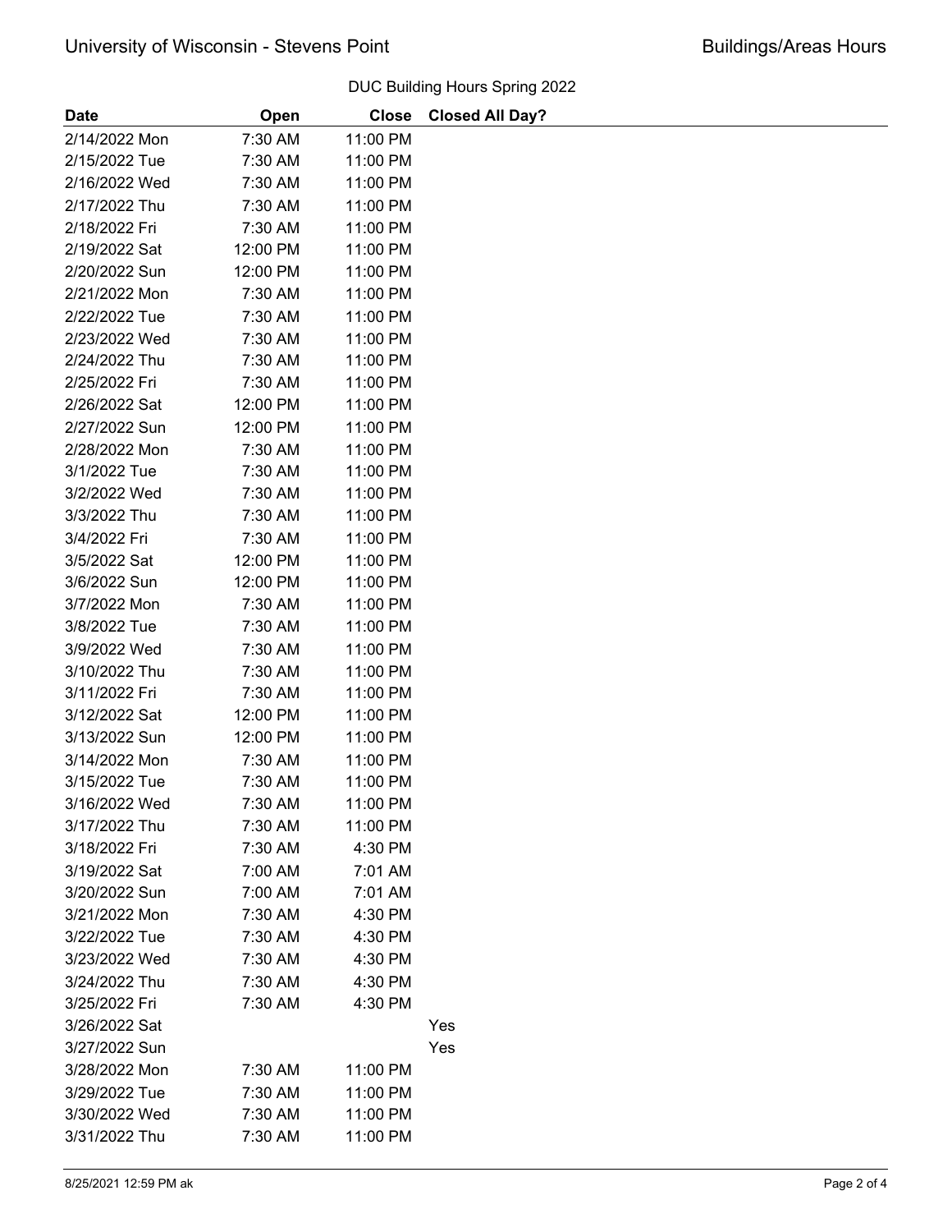DUC Building Hours Spring 2022

| Date | Open | Close | Closed All Day? |
|---|---|---|---|
| 2/14/2022 Mon | 7:30 AM | 11:00 PM | |
| 2/15/2022 Tue | 7:30 AM | 11:00 PM | |
| 2/16/2022 Wed | 7:30 AM | 11:00 PM | |
| 2/17/2022 Thu | 7:30 AM | 11:00 PM | |
| 2/18/2022 Fri | 7:30 AM | 11:00 PM | |
| 2/19/2022 Sat | 12:00 PM | 11:00 PM | |
| 2/20/2022 Sun | 12:00 PM | 11:00 PM | |
| 2/21/2022 Mon | 7:30 AM | 11:00 PM | |
| 2/22/2022 Tue | 7:30 AM | 11:00 PM | |
| 2/23/2022 Wed | 7:30 AM | 11:00 PM | |
| 2/24/2022 Thu | 7:30 AM | 11:00 PM | |
| 2/25/2022 Fri | 7:30 AM | 11:00 PM | |
| 2/26/2022 Sat | 12:00 PM | 11:00 PM | |
| 2/27/2022 Sun | 12:00 PM | 11:00 PM | |
| 2/28/2022 Mon | 7:30 AM | 11:00 PM | |
| 3/1/2022 Tue | 7:30 AM | 11:00 PM | |
| 3/2/2022 Wed | 7:30 AM | 11:00 PM | |
| 3/3/2022 Thu | 7:30 AM | 11:00 PM | |
| 3/4/2022 Fri | 7:30 AM | 11:00 PM | |
| 3/5/2022 Sat | 12:00 PM | 11:00 PM | |
| 3/6/2022 Sun | 12:00 PM | 11:00 PM | |
| 3/7/2022 Mon | 7:30 AM | 11:00 PM | |
| 3/8/2022 Tue | 7:30 AM | 11:00 PM | |
| 3/9/2022 Wed | 7:30 AM | 11:00 PM | |
| 3/10/2022 Thu | 7:30 AM | 11:00 PM | |
| 3/11/2022 Fri | 7:30 AM | 11:00 PM | |
| 3/12/2022 Sat | 12:00 PM | 11:00 PM | |
| 3/13/2022 Sun | 12:00 PM | 11:00 PM | |
| 3/14/2022 Mon | 7:30 AM | 11:00 PM | |
| 3/15/2022 Tue | 7:30 AM | 11:00 PM | |
| 3/16/2022 Wed | 7:30 AM | 11:00 PM | |
| 3/17/2022 Thu | 7:30 AM | 11:00 PM | |
| 3/18/2022 Fri | 7:30 AM | 4:30 PM | |
| 3/19/2022 Sat | 7:00 AM | 7:01 AM | |
| 3/20/2022 Sun | 7:00 AM | 7:01 AM | |
| 3/21/2022 Mon | 7:30 AM | 4:30 PM | |
| 3/22/2022 Tue | 7:30 AM | 4:30 PM | |
| 3/23/2022 Wed | 7:30 AM | 4:30 PM | |
| 3/24/2022 Thu | 7:30 AM | 4:30 PM | |
| 3/25/2022 Fri | 7:30 AM | 4:30 PM | |
| 3/26/2022 Sat | | | Yes |
| 3/27/2022 Sun | | | Yes |
| 3/28/2022 Mon | 7:30 AM | 11:00 PM | |
| 3/29/2022 Tue | 7:30 AM | 11:00 PM | |
| 3/30/2022 Wed | 7:30 AM | 11:00 PM | |
| 3/31/2022 Thu | 7:30 AM | 11:00 PM | |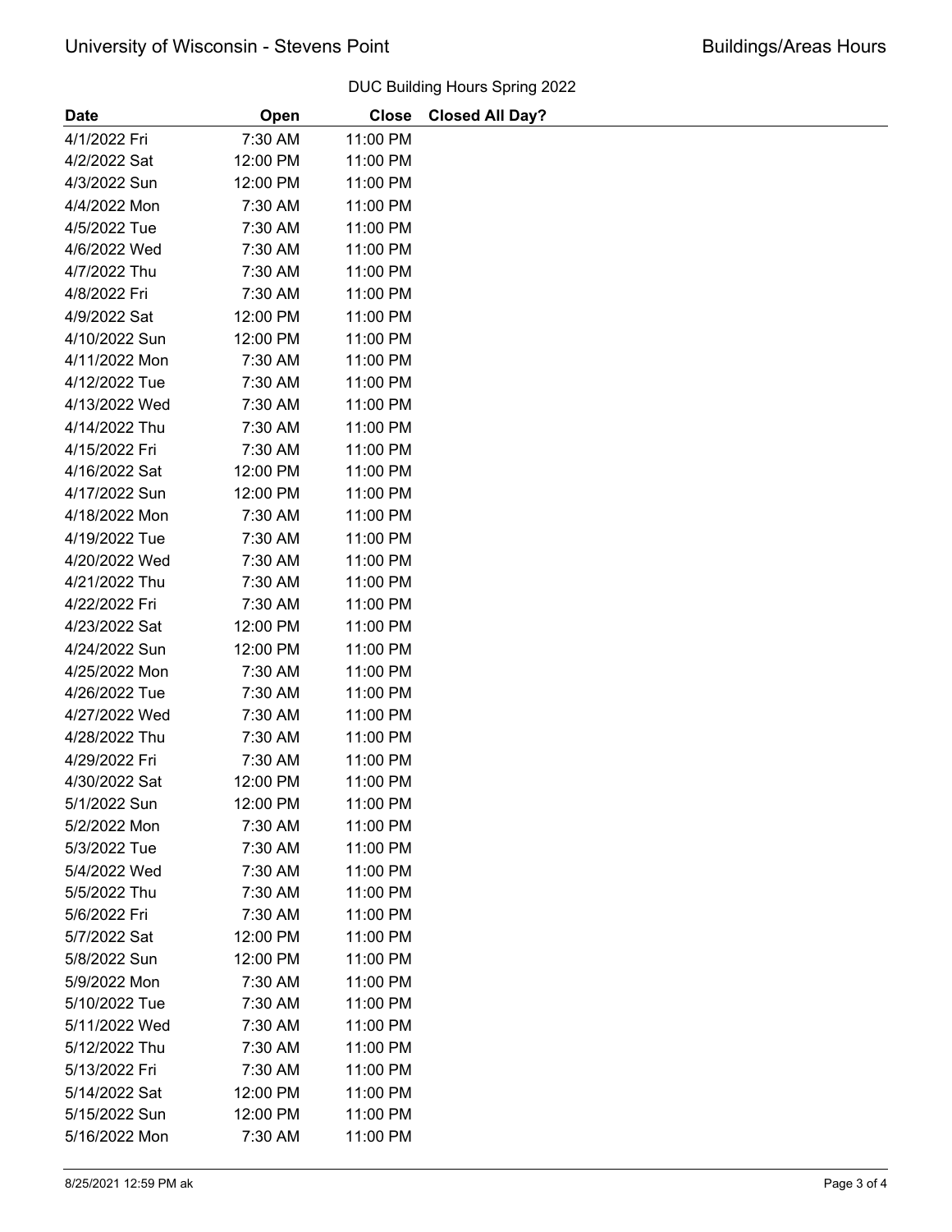## DUC Building Hours Spring 2022

| Date | Open | Close | Closed All Day? |
|---|---|---|---|
| 4/1/2022 Fri | 7:30 AM | 11:00 PM | |
| 4/2/2022 Sat | 12:00 PM | 11:00 PM | |
| 4/3/2022 Sun | 12:00 PM | 11:00 PM | |
| 4/4/2022 Mon | 7:30 AM | 11:00 PM | |
| 4/5/2022 Tue | 7:30 AM | 11:00 PM | |
| 4/6/2022 Wed | 7:30 AM | 11:00 PM | |
| 4/7/2022 Thu | 7:30 AM | 11:00 PM | |
| 4/8/2022 Fri | 7:30 AM | 11:00 PM | |
| 4/9/2022 Sat | 12:00 PM | 11:00 PM | |
| 4/10/2022 Sun | 12:00 PM | 11:00 PM | |
| 4/11/2022 Mon | 7:30 AM | 11:00 PM | |
| 4/12/2022 Tue | 7:30 AM | 11:00 PM | |
| 4/13/2022 Wed | 7:30 AM | 11:00 PM | |
| 4/14/2022 Thu | 7:30 AM | 11:00 PM | |
| 4/15/2022 Fri | 7:30 AM | 11:00 PM | |
| 4/16/2022 Sat | 12:00 PM | 11:00 PM | |
| 4/17/2022 Sun | 12:00 PM | 11:00 PM | |
| 4/18/2022 Mon | 7:30 AM | 11:00 PM | |
| 4/19/2022 Tue | 7:30 AM | 11:00 PM | |
| 4/20/2022 Wed | 7:30 AM | 11:00 PM | |
| 4/21/2022 Thu | 7:30 AM | 11:00 PM | |
| 4/22/2022 Fri | 7:30 AM | 11:00 PM | |
| 4/23/2022 Sat | 12:00 PM | 11:00 PM | |
| 4/24/2022 Sun | 12:00 PM | 11:00 PM | |
| 4/25/2022 Mon | 7:30 AM | 11:00 PM | |
| 4/26/2022 Tue | 7:30 AM | 11:00 PM | |
| 4/27/2022 Wed | 7:30 AM | 11:00 PM | |
| 4/28/2022 Thu | 7:30 AM | 11:00 PM | |
| 4/29/2022 Fri | 7:30 AM | 11:00 PM | |
| 4/30/2022 Sat | 12:00 PM | 11:00 PM | |
| 5/1/2022 Sun | 12:00 PM | 11:00 PM | |
| 5/2/2022 Mon | 7:30 AM | 11:00 PM | |
| 5/3/2022 Tue | 7:30 AM | 11:00 PM | |
| 5/4/2022 Wed | 7:30 AM | 11:00 PM | |
| 5/5/2022 Thu | 7:30 AM | 11:00 PM | |
| 5/6/2022 Fri | 7:30 AM | 11:00 PM | |
| 5/7/2022 Sat | 12:00 PM | 11:00 PM | |
| 5/8/2022 Sun | 12:00 PM | 11:00 PM | |
| 5/9/2022 Mon | 7:30 AM | 11:00 PM | |
| 5/10/2022 Tue | 7:30 AM | 11:00 PM | |
| 5/11/2022 Wed | 7:30 AM | 11:00 PM | |
| 5/12/2022 Thu | 7:30 AM | 11:00 PM | |
| 5/13/2022 Fri | 7:30 AM | 11:00 PM | |
| 5/14/2022 Sat | 12:00 PM | 11:00 PM | |
| 5/15/2022 Sun | 12:00 PM | 11:00 PM | |
| 5/16/2022 Mon | 7:30 AM | 11:00 PM | |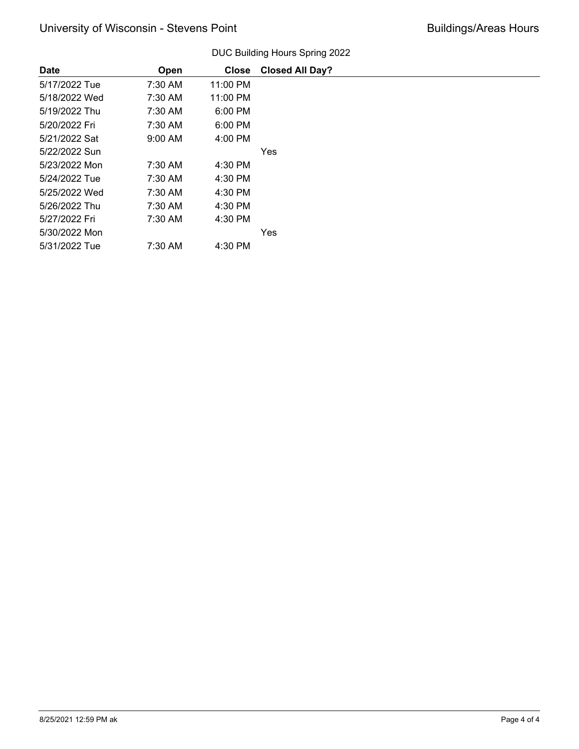DUC Building Hours Spring 2022

| Date | Open | Close | Closed All Day? |
|---|---|---|---|
| 5/17/2022 Tue | 7:30 AM | 11:00 PM | |
| 5/18/2022 Wed | 7:30 AM | 11:00 PM | |
| 5/19/2022 Thu | 7:30 AM | 6:00 PM | |
| 5/20/2022 Fri | 7:30 AM | 6:00 PM | |
| 5/21/2022 Sat | 9:00 AM | 4:00 PM | |
| 5/22/2022 Sun | | | Yes |
| 5/23/2022 Mon | 7:30 AM | 4:30 PM | |
| 5/24/2022 Tue | 7:30 AM | 4:30 PM | |
| 5/25/2022 Wed | 7:30 AM | 4:30 PM | |
| 5/26/2022 Thu | 7:30 AM | 4:30 PM | |
| 5/27/2022 Fri | 7:30 AM | 4:30 PM | |
| 5/30/2022 Mon | | | Yes |
| 5/31/2022 Tue | 7:30 AM | 4:30 PM | |